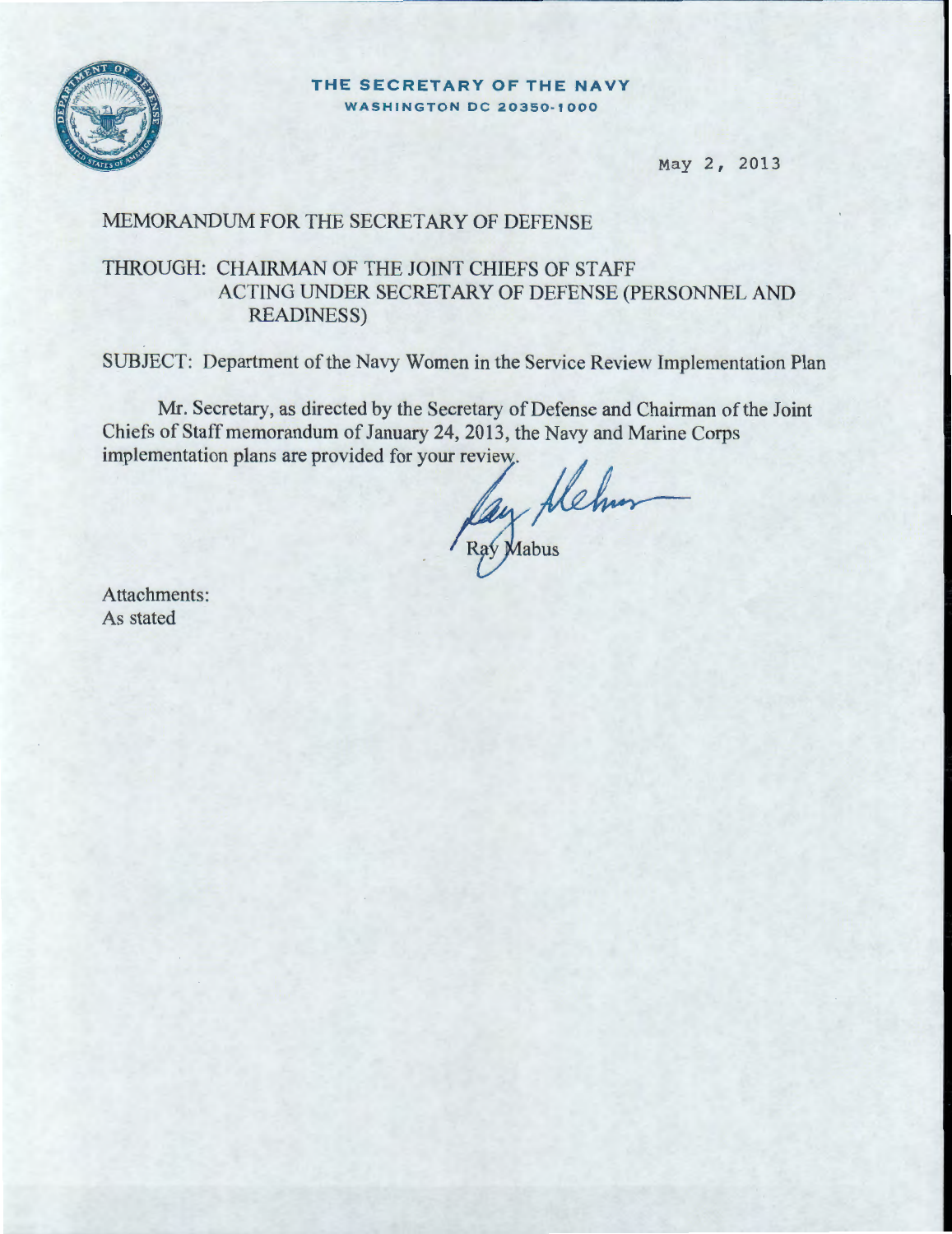**THE SECRETARY OF THE NAVY**
**WASHINGTON DC 20350-1000**

May 2, 2013

MEMORANDUM FOR THE SECRETARY OF DEFENSE

THROUGH: CHAIRMAN OF THE JOINT CHIEFS OF STAFF
ACTING UNDER SECRETARY OF DEFENSE (PERSONNEL AND READINESS)

SUBJECT: Department of the Navy Women in the Service Review Implementation Plan

Mr. Secretary, as directed by the Secretary of Defense and Chairman of the Joint Chiefs of Staff memorandum of January 24, 2013, the Navy and Marine Corps implementation plans are provided for your review.

Ray Mabus

Attachments:
As stated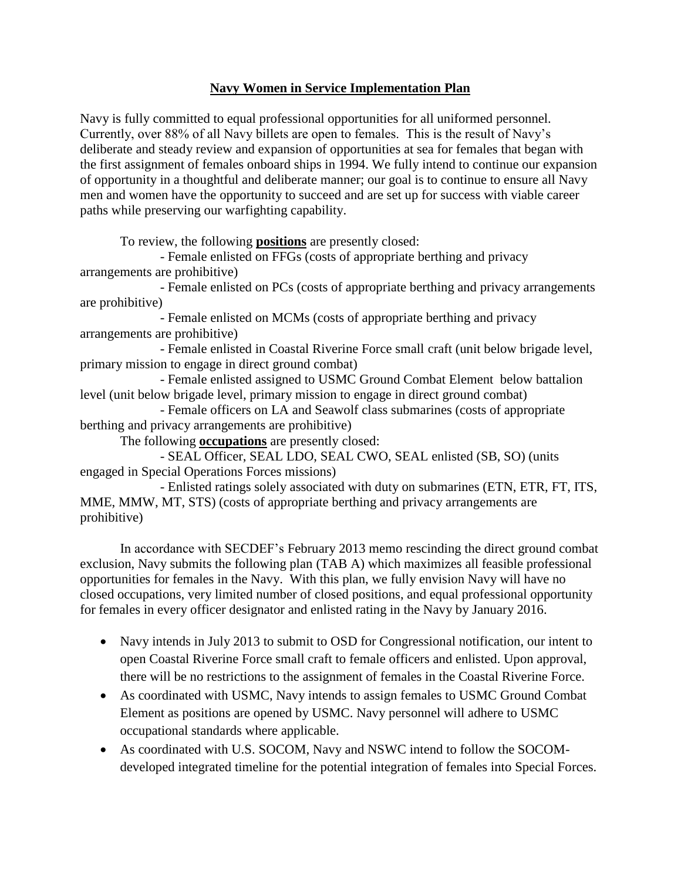# Navy Women in Service Implementation Plan

Navy is fully committed to equal professional opportunities for all uniformed personnel. Currently, over 88% of all Navy billets are open to females. This is the result of Navy's deliberate and steady review and expansion of opportunities at sea for females that began with the first assignment of females onboard ships in 1994. We fully intend to continue our expansion of opportunity in a thoughtful and deliberate manner; our goal is to continue to ensure all Navy men and women have the opportunity to succeed and are set up for success with viable career paths while preserving our warfighting capability.

To review, the following **positions** are presently closed:

- Female enlisted on FFGs (costs of appropriate berthing and privacy arrangements are prohibitive)
- Female enlisted on PCs (costs of appropriate berthing and privacy arrangements are prohibitive)
- Female enlisted on MCMs (costs of appropriate berthing and privacy arrangements are prohibitive)
- Female enlisted in Coastal Riverine Force small craft (unit below brigade level, primary mission to engage in direct ground combat)
- Female enlisted assigned to USMC Ground Combat Element below battalion level (unit below brigade level, primary mission to engage in direct ground combat)
- Female officers on LA and Seawolf class submarines (costs of appropriate berthing and privacy arrangements are prohibitive)

The following **occupations** are presently closed:

- SEAL Officer, SEAL LDO, SEAL CWO, SEAL enlisted (SB, SO) (units engaged in Special Operations Forces missions)
- Enlisted ratings solely associated with duty on submarines (ETN, ETR, FT, ITS, MME, MMW, MT, STS) (costs of appropriate berthing and privacy arrangements are prohibitive)

In accordance with SECDEF's February 2013 memo rescinding the direct ground combat exclusion, Navy submits the following plan (TAB A) which maximizes all feasible professional opportunities for females in the Navy. With this plan, we fully envision Navy will have no closed occupations, very limited number of closed positions, and equal professional opportunity for females in every officer designator and enlisted rating in the Navy by January 2016.

- Navy intends in July 2013 to submit to OSD for Congressional notification, our intent to open Coastal Riverine Force small craft to female officers and enlisted. Upon approval, there will be no restrictions to the assignment of females in the Coastal Riverine Force.
- As coordinated with USMC, Navy intends to assign females to USMC Ground Combat Element as positions are opened by USMC. Navy personnel will adhere to USMC occupational standards where applicable.
- As coordinated with U.S. SOCOM, Navy and NSWC intend to follow the SOCOM-developed integrated timeline for the potential integration of females into Special Forces.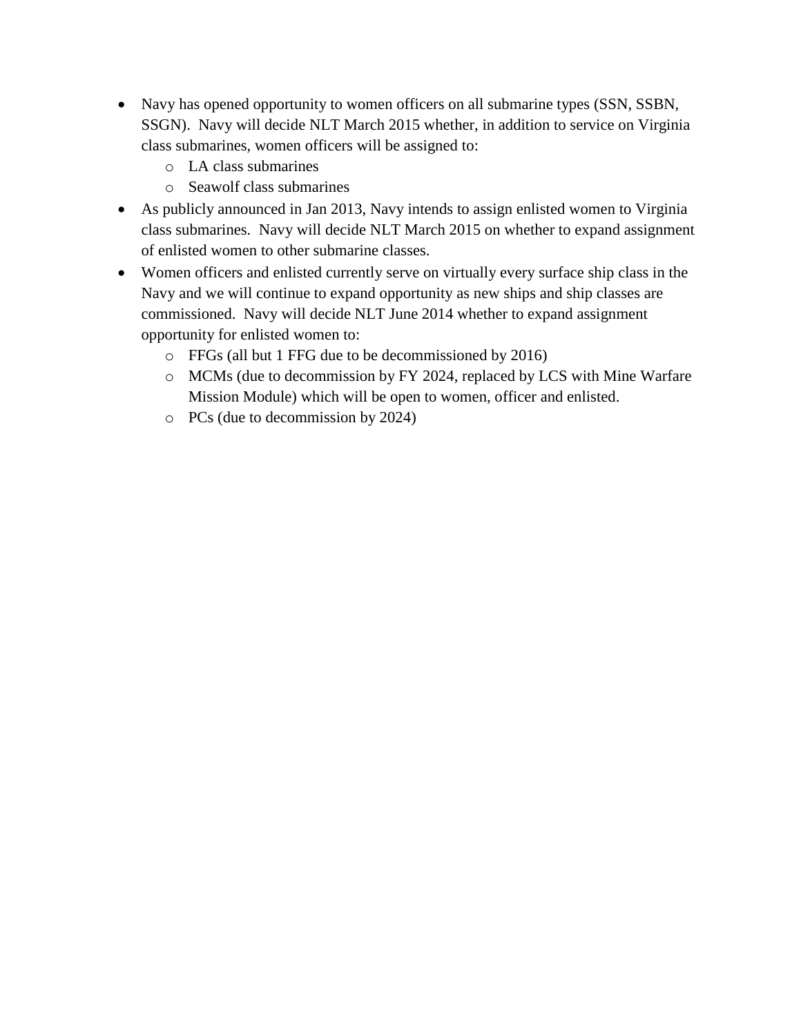- Navy has opened opportunity to women officers on all submarine types (SSN, SSBN, SSGN). Navy will decide NLT March 2015 whether, in addition to service on Virginia class submarines, women officers will be assigned to:
  - LA class submarines
  - Seawolf class submarines
- As publicly announced in Jan 2013, Navy intends to assign enlisted women to Virginia class submarines. Navy will decide NLT March 2015 on whether to expand assignment of enlisted women to other submarine classes.
- Women officers and enlisted currently serve on virtually every surface ship class in the Navy and we will continue to expand opportunity as new ships and ship classes are commissioned. Navy will decide NLT June 2014 whether to expand assignment opportunity for enlisted women to:
  - FFGs (all but 1 FFG due to be decommissioned by 2016)
  - MCMs (due to decommission by FY 2024, replaced by LCS with Mine Warfare Mission Module) which will be open to women, officer and enlisted.
  - PCs (due to decommission by 2024)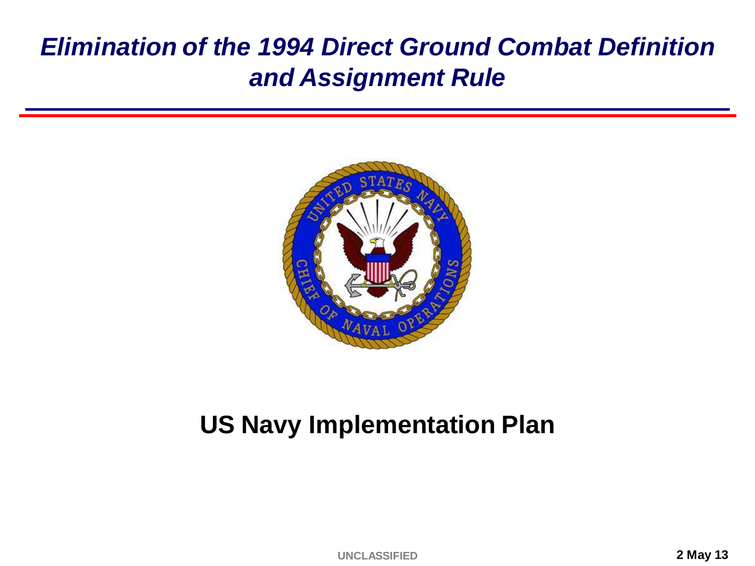# *Elimination of the 1994 Direct Ground Combat Definition and Assignment Rule*

## US Navy Implementation Plan

UNCLASSIFIED

2 May 13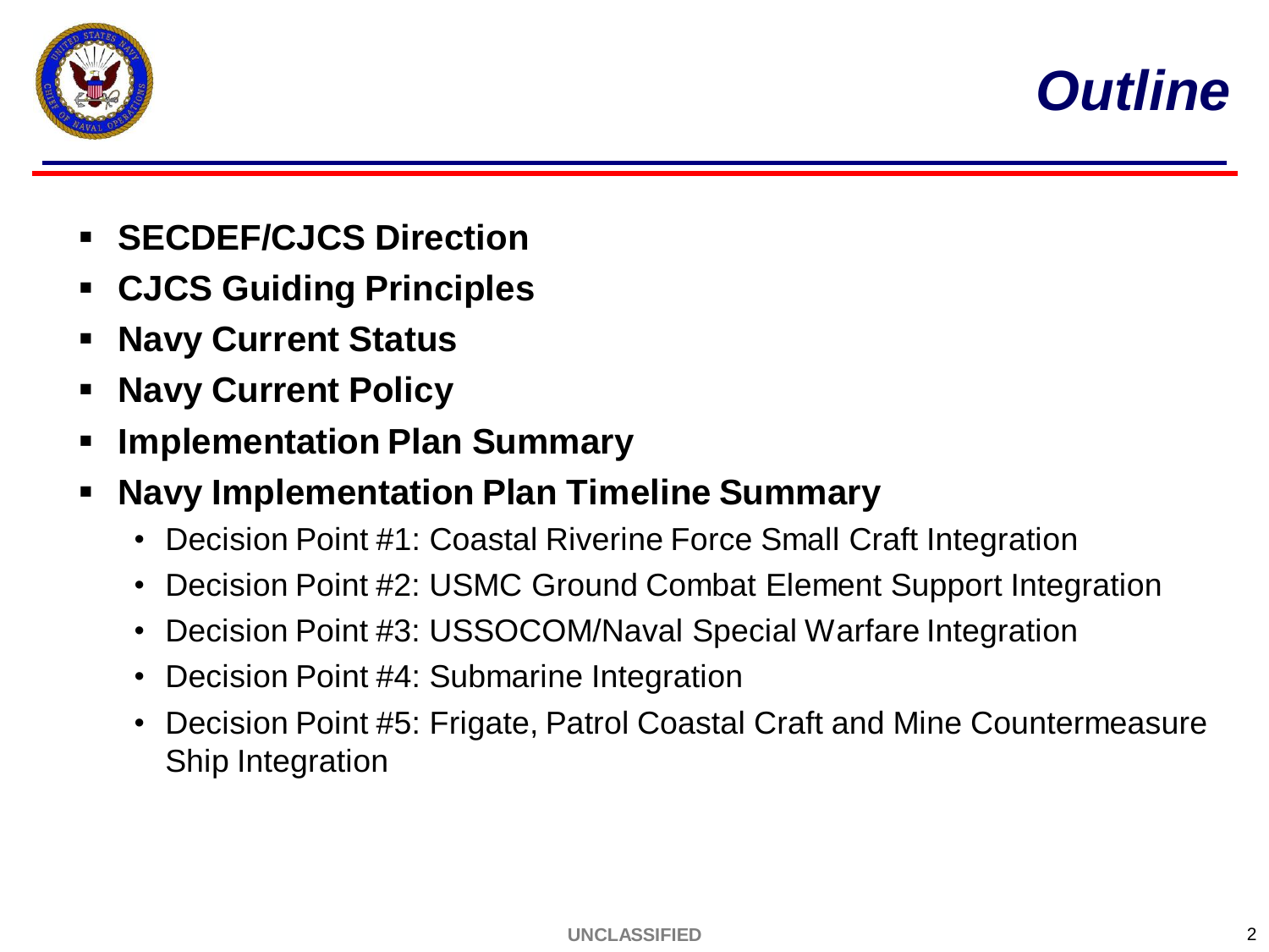# Outline

- **SECDEF/CJCS Direction**
- **CJCS Guiding Principles**
- **Navy Current Status**
- **Navy Current Policy**
- **Implementation Plan Summary**
- **Navy Implementation Plan Timeline Summary**
  - Decision Point #1: Coastal Riverine Force Small Craft Integration
  - Decision Point #2: USMC Ground Combat Element Support Integration
  - Decision Point #3: USSOCOM/Naval Special Warfare Integration
  - Decision Point #4: Submarine Integration
  - Decision Point #5: Frigate, Patrol Coastal Craft and Mine Countermeasure Ship Integration

UNCLASSIFIED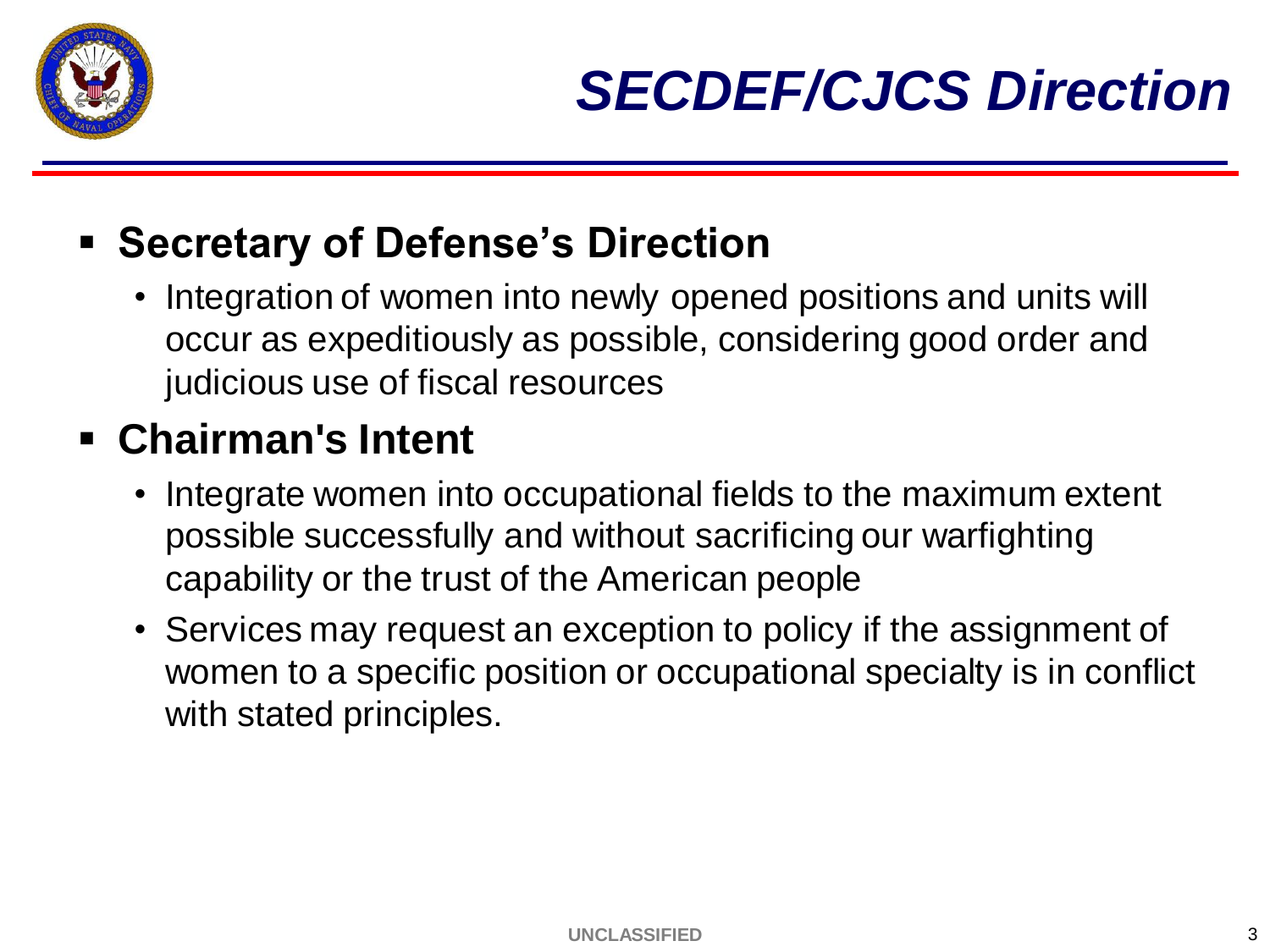# *SECDEF/CJCS Direction*

- **Secretary of Defense's Direction**
  - Integration of women into newly opened positions and units will occur as expeditiously as possible, considering good order and judicious use of fiscal resources
- **Chairman's Intent**
  - Integrate women into occupational fields to the maximum extent possible successfully and without sacrificing our warfighting capability or the trust of the American people
  - Services may request an exception to policy if the assignment of women to a specific position or occupational specialty is in conflict with stated principles.

UNCLASSIFIED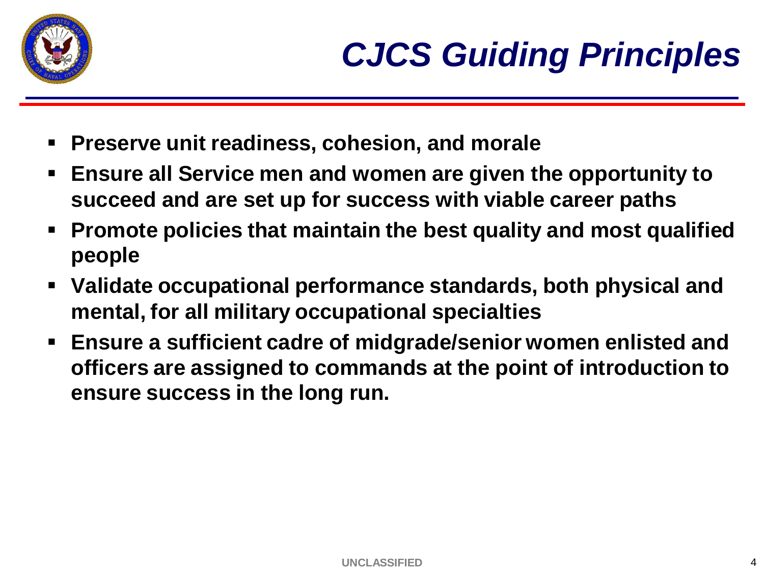# CJCS Guiding Principles

- **Preserve unit readiness, cohesion, and morale**
- **Ensure all Service men and women are given the opportunity to succeed and are set up for success with viable career paths**
- **Promote policies that maintain the best quality and most qualified people**
- **Validate occupational performance standards, both physical and mental, for all military occupational specialties**
- **Ensure a sufficient cadre of midgrade/senior women enlisted and officers are assigned to commands at the point of introduction to ensure success in the long run.**

UNCLASSIFIED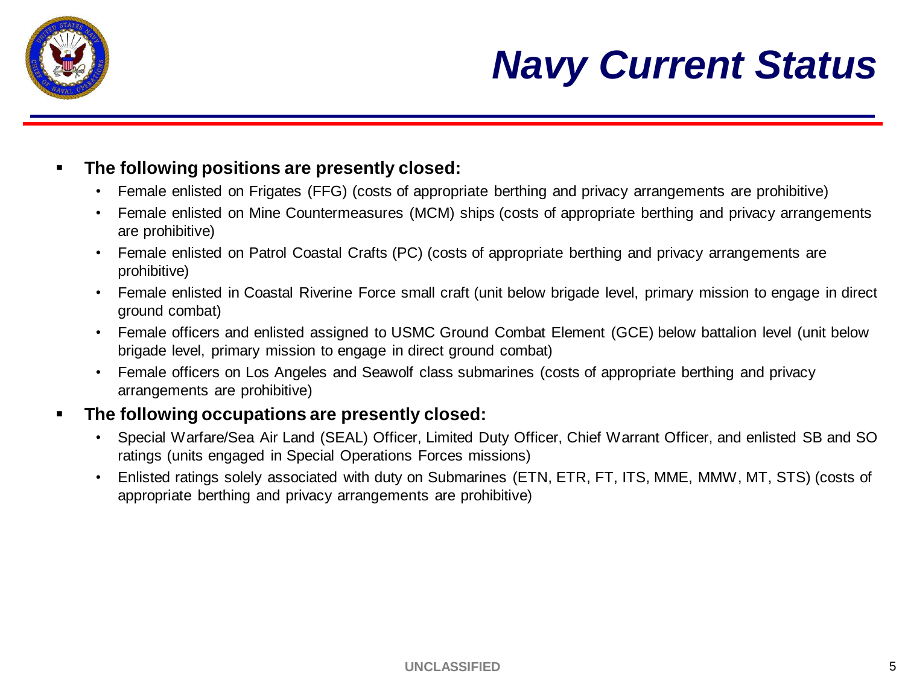# *Navy Current Status*

- **The following positions are presently closed:**
  - Female enlisted on Frigates (FFG) (costs of appropriate berthing and privacy arrangements are prohibitive)
  - Female enlisted on Mine Countermeasures (MCM) ships (costs of appropriate berthing and privacy arrangements are prohibitive)
  - Female enlisted on Patrol Coastal Crafts (PC) (costs of appropriate berthing and privacy arrangements are prohibitive)
  - Female enlisted in Coastal Riverine Force small craft (unit below brigade level, primary mission to engage in direct ground combat)
  - Female officers and enlisted assigned to USMC Ground Combat Element (GCE) below battalion level (unit below brigade level, primary mission to engage in direct ground combat)
  - Female officers on Los Angeles and Seawolf class submarines (costs of appropriate berthing and privacy arrangements are prohibitive)
- **The following occupations are presently closed:**
  - Special Warfare/Sea Air Land (SEAL) Officer, Limited Duty Officer, Chief Warrant Officer, and enlisted SB and SO ratings (units engaged in Special Operations Forces missions)
  - Enlisted ratings solely associated with duty on Submarines (ETN, ETR, FT, ITS, MME, MMW, MT, STS) (costs of appropriate berthing and privacy arrangements are prohibitive)

UNCLASSIFIED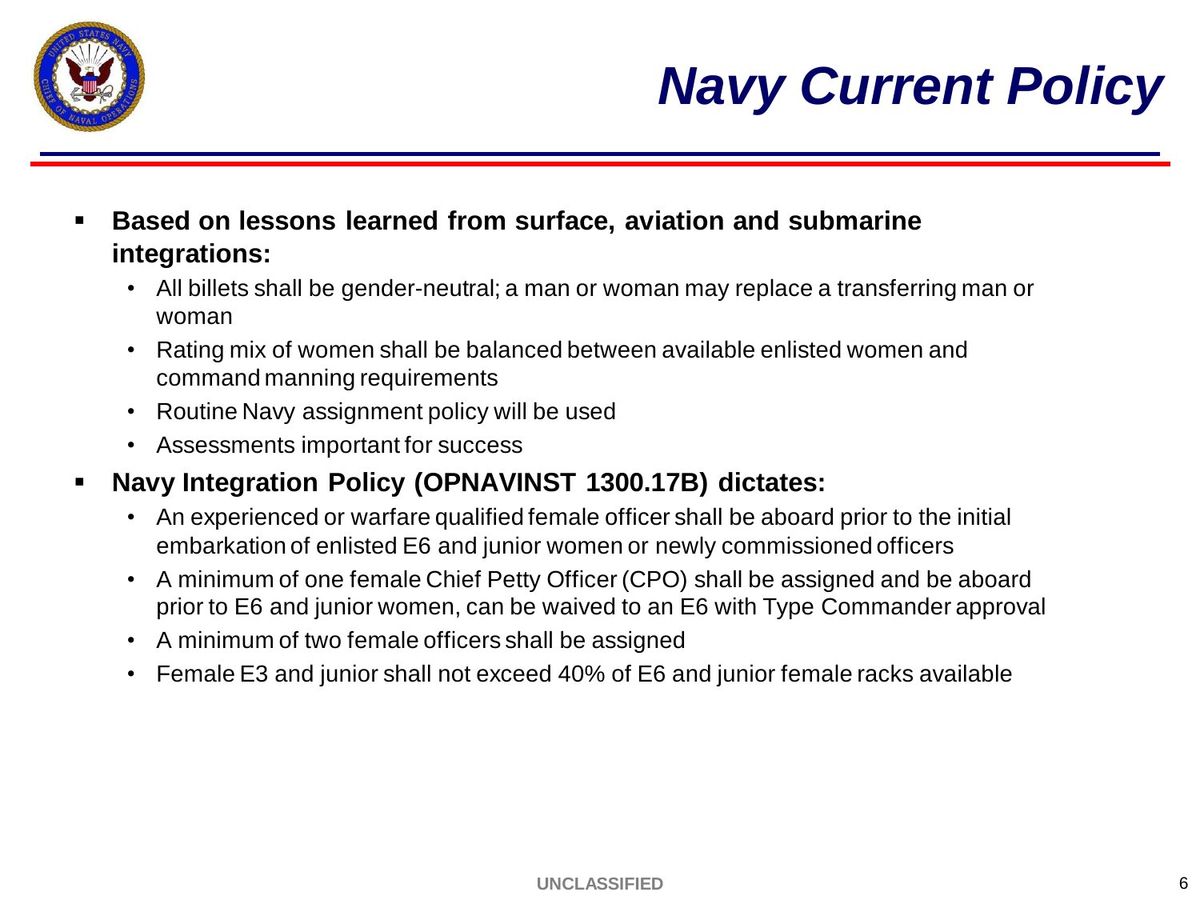# Navy Current Policy

- **Based on lessons learned from surface, aviation and submarine integrations:**
  - All billets shall be gender-neutral; a man or woman may replace a transferring man or woman
  - Rating mix of women shall be balanced between available enlisted women and command manning requirements
  - Routine Navy assignment policy will be used
  - Assessments important for success
- **Navy Integration Policy (OPNAVINST 1300.17B) dictates:**
  - An experienced or warfare qualified female officer shall be aboard prior to the initial embarkation of enlisted E6 and junior women or newly commissioned officers
  - A minimum of one female Chief Petty Officer (CPO) shall be assigned and be aboard prior to E6 and junior women, can be waived to an E6 with Type Commander approval
  - A minimum of two female officers shall be assigned
  - Female E3 and junior shall not exceed 40% of E6 and junior female racks available

UNCLASSIFIED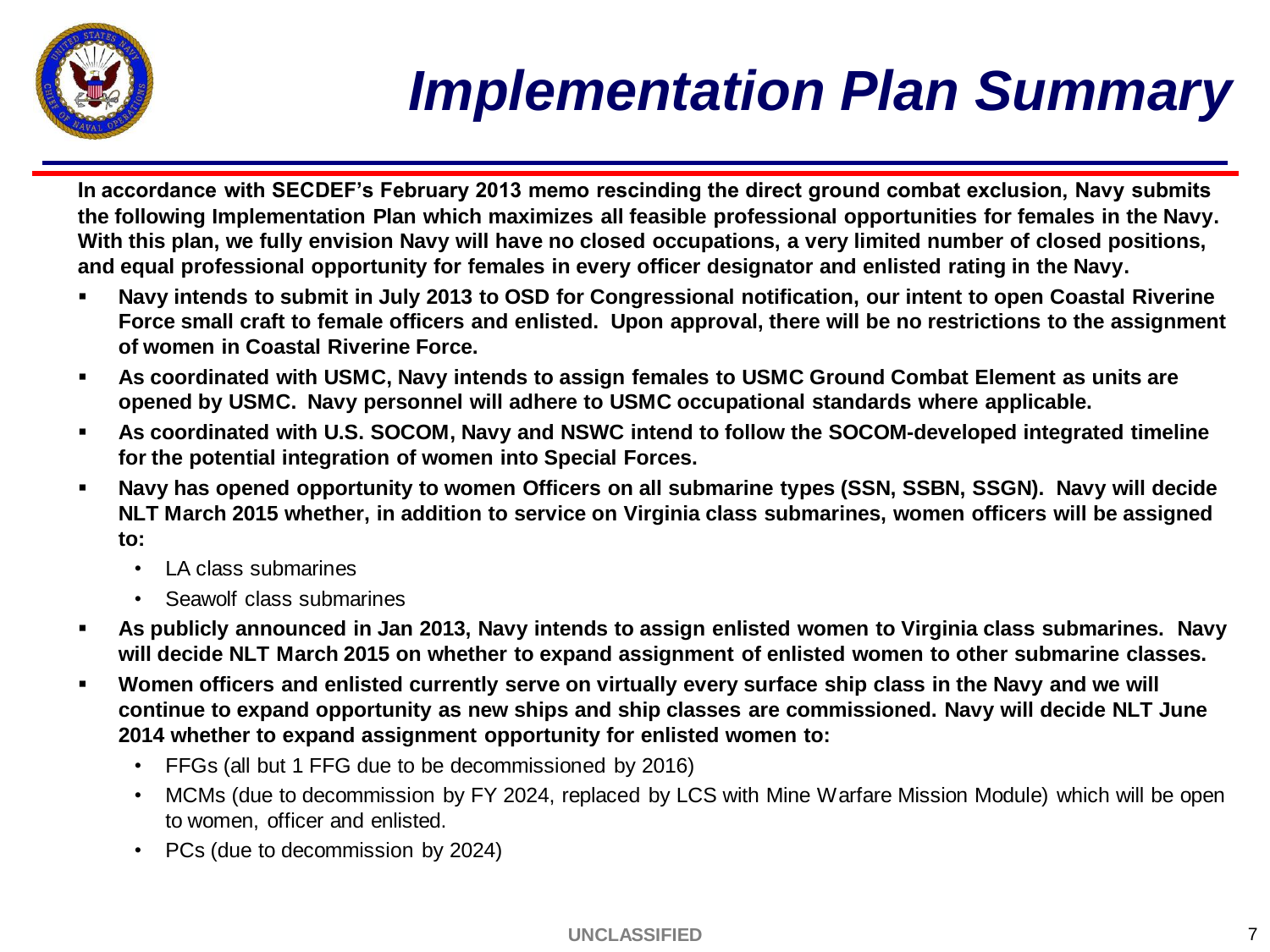# Implementation Plan Summary

**In accordance with SECDEF's February 2013 memo rescinding the direct ground combat exclusion, Navy submits the following Implementation Plan which maximizes all feasible professional opportunities for females in the Navy. With this plan, we fully envision Navy will have no closed occupations, a very limited number of closed positions, and equal professional opportunity for females in every officer designator and enlisted rating in the Navy.**

- **Navy intends to submit in July 2013 to OSD for Congressional notification, our intent to open Coastal Riverine Force small craft to female officers and enlisted. Upon approval, there will be no restrictions to the assignment of women in Coastal Riverine Force.**
- **As coordinated with USMC, Navy intends to assign females to USMC Ground Combat Element as units are opened by USMC. Navy personnel will adhere to USMC occupational standards where applicable.**
- **As coordinated with U.S. SOCOM, Navy and NSWC intend to follow the SOCOM-developed integrated timeline for the potential integration of women into Special Forces.**
- **Navy has opened opportunity to women Officers on all submarine types (SSN, SSBN, SSGN). Navy will decide NLT March 2015 whether, in addition to service on Virginia class submarines, women officers will be assigned to:**
  - LA class submarines
  - Seawolf class submarines
- **As publicly announced in Jan 2013, Navy intends to assign enlisted women to Virginia class submarines. Navy will decide NLT March 2015 on whether to expand assignment of enlisted women to other submarine classes.**
- **Women officers and enlisted currently serve on virtually every surface ship class in the Navy and we will continue to expand opportunity as new ships and ship classes are commissioned. Navy will decide NLT June 2014 whether to expand assignment opportunity for enlisted women to:**
  - FFGs (all but 1 FFG due to be decommissioned by 2016)
  - MCMs (due to decommission by FY 2024, replaced by LCS with Mine Warfare Mission Module) which will be open to women, officer and enlisted.
  - PCs (due to decommission by 2024)

UNCLASSIFIED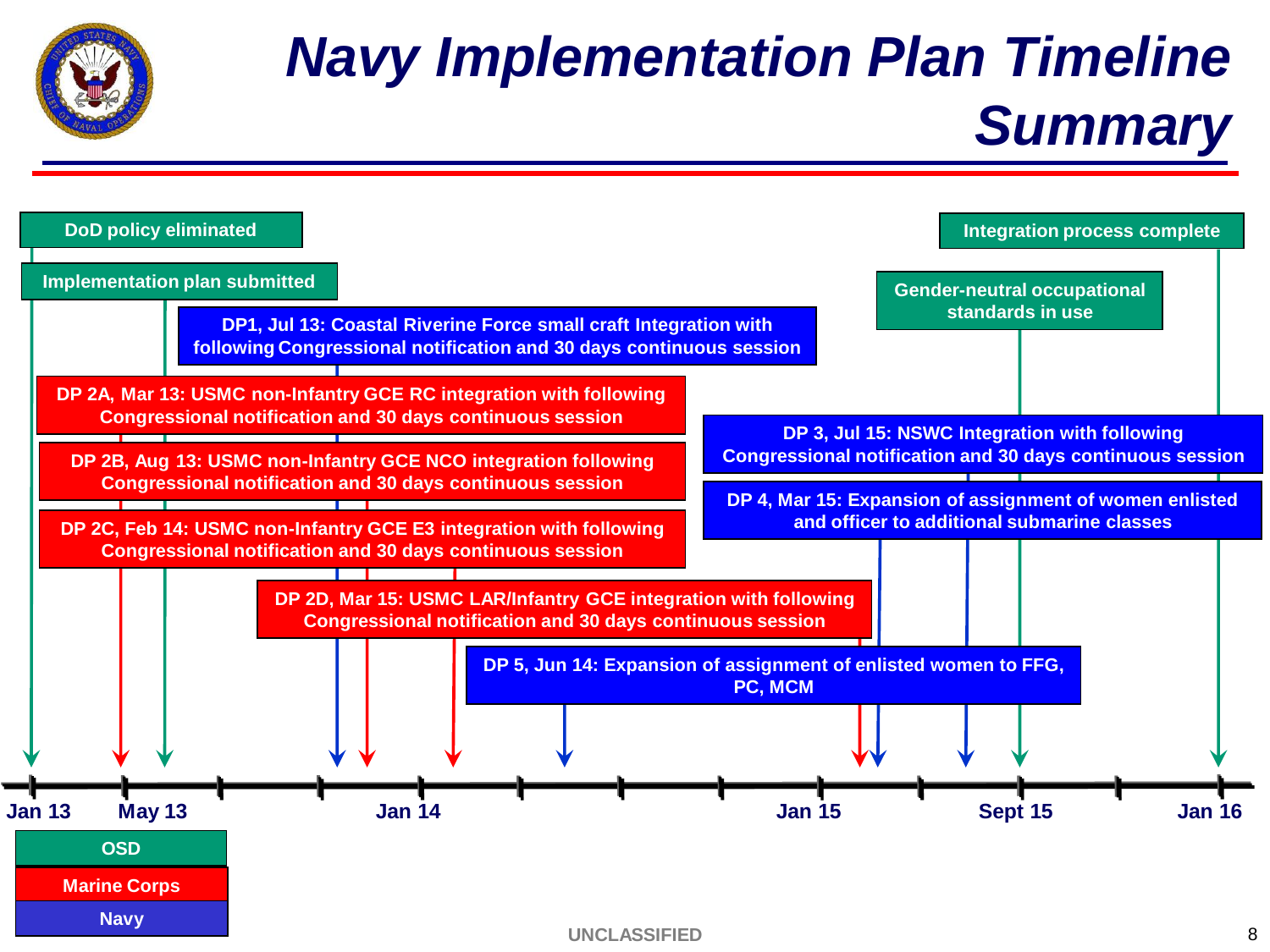# Navy Implementation Plan Timeline Summary

DoD policy eliminated

Implementation plan submitted

DP1, Jul 13: Coastal Riverine Force small craft Integration with following Congressional notification and 30 days continuous session

DP 2A, Mar 13: USMC non-Infantry GCE RC integration with following Congressional notification and 30 days continuous session

DP 2B, Aug 13: USMC non-Infantry GCE NCO integration following Congressional notification and 30 days continuous session

DP 2C, Feb 14: USMC non-Infantry GCE E3 integration with following Congressional notification and 30 days continuous session

DP 2D, Mar 15: USMC LAR/Infantry GCE integration with following Congressional notification and 30 days continuous session

DP 5, Jun 14: Expansion of assignment of enlisted women to FFG, PC, MCM

Integration process complete

Gender-neutral occupational standards in use

DP 3, Jul 15: NSWC Integration with following Congressional notification and 30 days continuous session

DP 4, Mar 15: Expansion of assignment of women enlisted and officer to additional submarine classes

Jan 13 May 13 Jan 14 Jan 15 Sept 15 Jan 16

OSD

Marine Corps

Navy

UNCLASSIFIED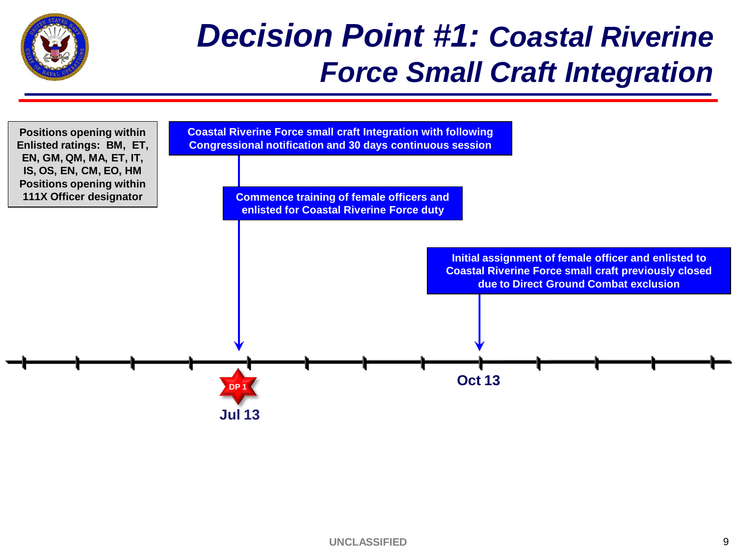# *Decision Point #1: Coastal Riverine Force Small Craft Integration*

**Positions opening within Enlisted ratings: BM, ET, EN, GM, QM, MA, ET, IT, IS, OS, EN, CM, EO, HM Positions opening within 111X Officer designator**

**Coastal Riverine Force small craft Integration with following Congressional notification and 30 days continuous session**

**Commence training of female officers and enlisted for Coastal Riverine Force duty**

**Initial assignment of female officer and enlisted to Coastal Riverine Force small craft previously closed due to Direct Ground Combat exclusion**

DP 1

**Jul 13**

**Oct 13**

UNCLASSIFIED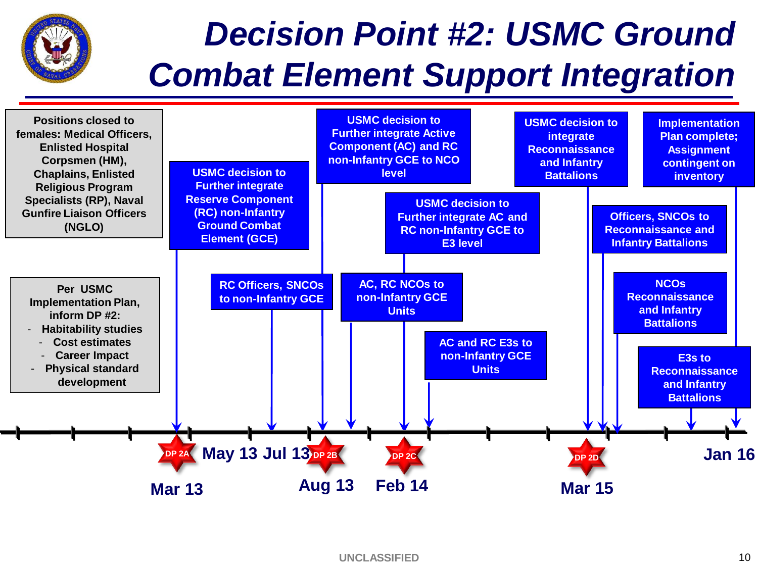# Decision Point #2: USMC Ground Combat Element Support Integration

Positions closed to females: Medical Officers, Enlisted Hospital Corpsmen (HM), Chaplains, Enlisted Religious Program Specialists (RP), Naval Gunfire Liaison Officers (NGLO)

Per USMC Implementation Plan, inform DP #2:

- Habitability studies
- Cost estimates
- Career Impact
- Physical standard development

USMC decision to Further integrate Reserve Component (RC) non-Infantry Ground Combat Element (GCE)

RC Officers, SNCOs to non-Infantry GCE

USMC decision to Further integrate Active Component (AC) and RC non-Infantry GCE to NCO level

AC, RC NCOs to non-Infantry GCE Units

USMC decision to Further integrate AC and RC non-Infantry GCE to E3 level

AC and RC E3s to non-Infantry GCE Units

USMC decision to integrate Reconnaissance and Infantry Battalions

Officers, SNCOs to Reconnaissance and Infantry Battalions

NCOs Reconnaissance and Infantry Battalions

Implementation Plan complete; Assignment contingent on inventory

E3s to Reconnaissance and Infantry Battalions

DP 2A — Mar 13

May 13

Jul 13

DP 2B — Aug 13

DP 2C — Feb 14

DP 2D — Mar 15

Jan 16

UNCLASSIFIED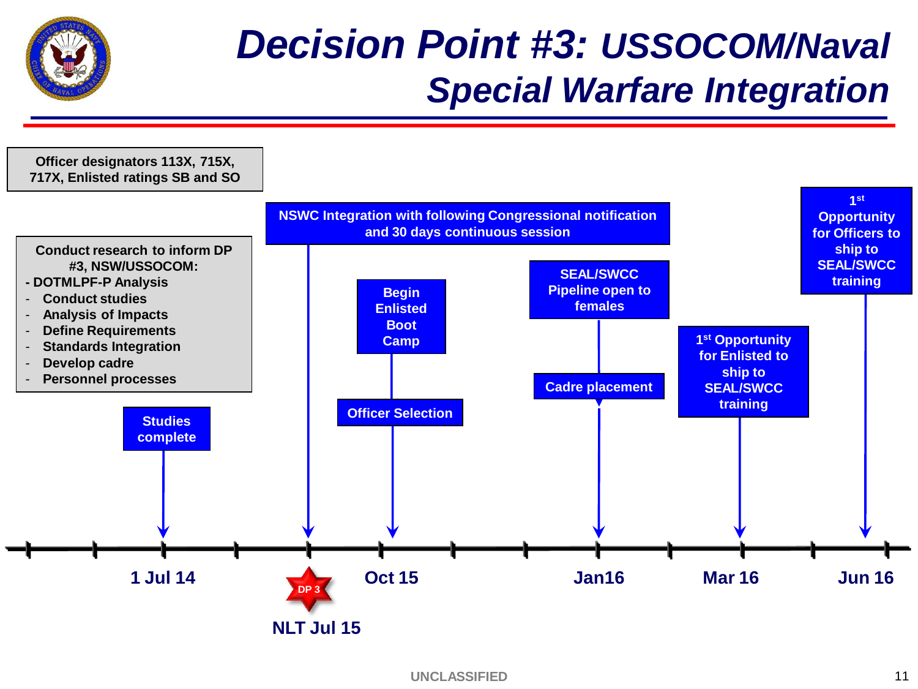# *Decision Point #3: USSOCOM/Naval Special Warfare Integration*

**Officer designators 113X, 715X, 717X, Enlisted ratings SB and SO**

**Conduct research to inform DP #3, NSW/USSOCOM:**

**- DOTMLPF-P Analysis**
- **Conduct studies**
- **Analysis of Impacts**
- **Define Requirements**
- **Standards Integration**
- **Develop cadre**
- **Personnel processes**

**Studies complete**

**NSWC Integration with following Congressional notification and 30 days continuous session**

**Begin Enlisted Boot Camp**

**Officer Selection**

**SEAL/SWCC Pipeline open to females**

**Cadre placement**

**1st Opportunity for Enlisted to ship to SEAL/SWCC training**

**1st Opportunity for Officers to ship to SEAL/SWCC training**

**1 Jul 14**

**DP 3**

**NLT Jul 15**

**Oct 15**

**Jan16**

**Mar 16**

**Jun 16**

UNCLASSIFIED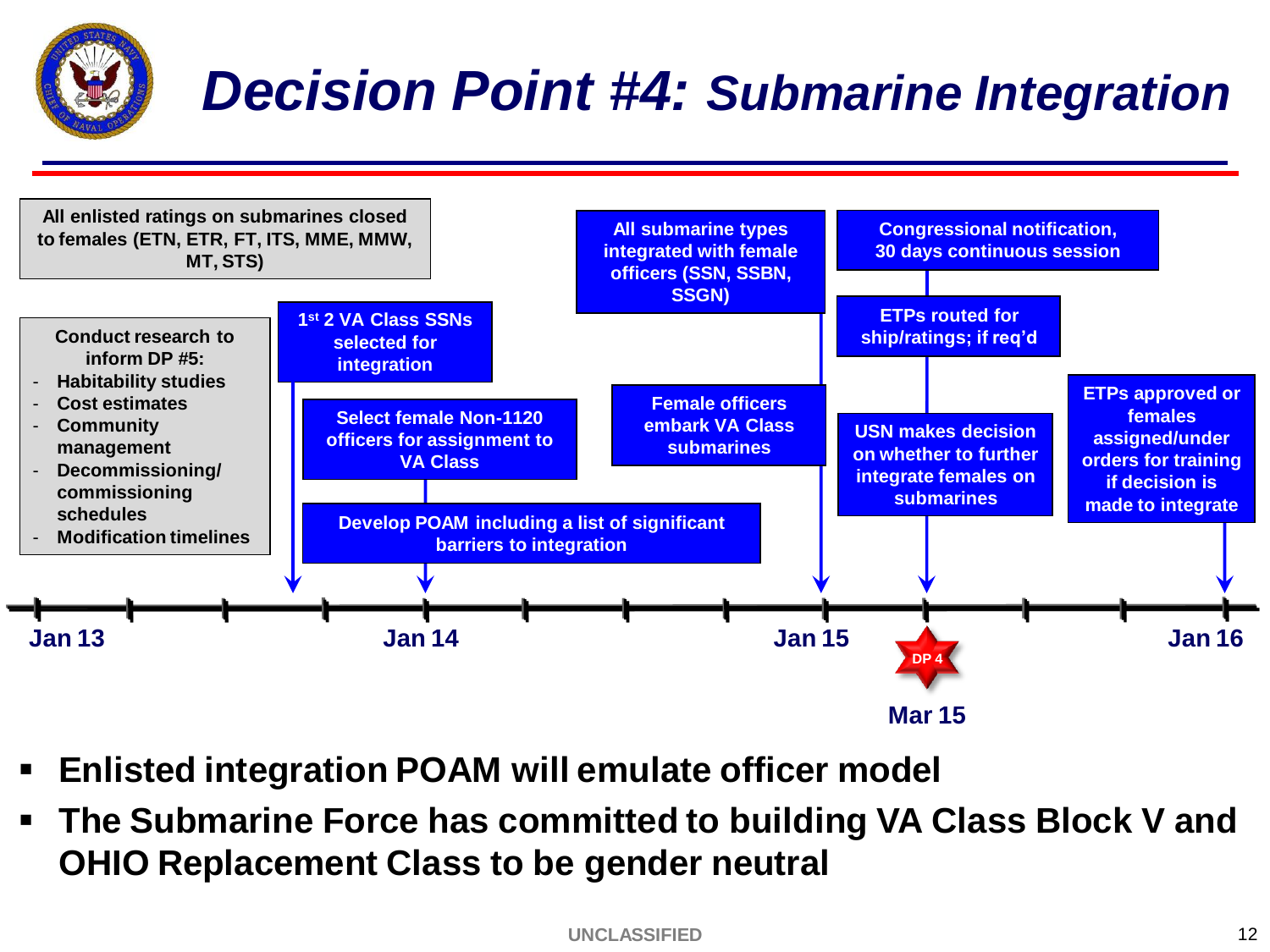# Decision Point #4: Submarine Integration

All enlisted ratings on submarines closed to females (ETN, ETR, FT, ITS, MME, MMW, MT, STS)

Conduct research to inform DP #5:
- Habitability studies
- Cost estimates
- Community management
- Decommissioning/ commissioning schedules
- Modification timelines

1st 2 VA Class SSNs selected for integration

Select female Non-1120 officers for assignment to VA Class

Develop POAM including a list of significant barriers to integration

All submarine types integrated with female officers (SSN, SSBN, SSGN)

Female officers embark VA Class submarines

Congressional notification, 30 days continuous session

ETPs routed for ship/ratings; if req'd

USN makes decision on whether to further integrate females on submarines

ETPs approved or females assigned/under orders for training if decision is made to integrate

Jan 13

Jan 14

Jan 15

DP 4

Mar 15

Jan 16

- **Enlisted integration POAM will emulate officer model**
- **The Submarine Force has committed to building VA Class Block V and OHIO Replacement Class to be gender neutral**

UNCLASSIFIED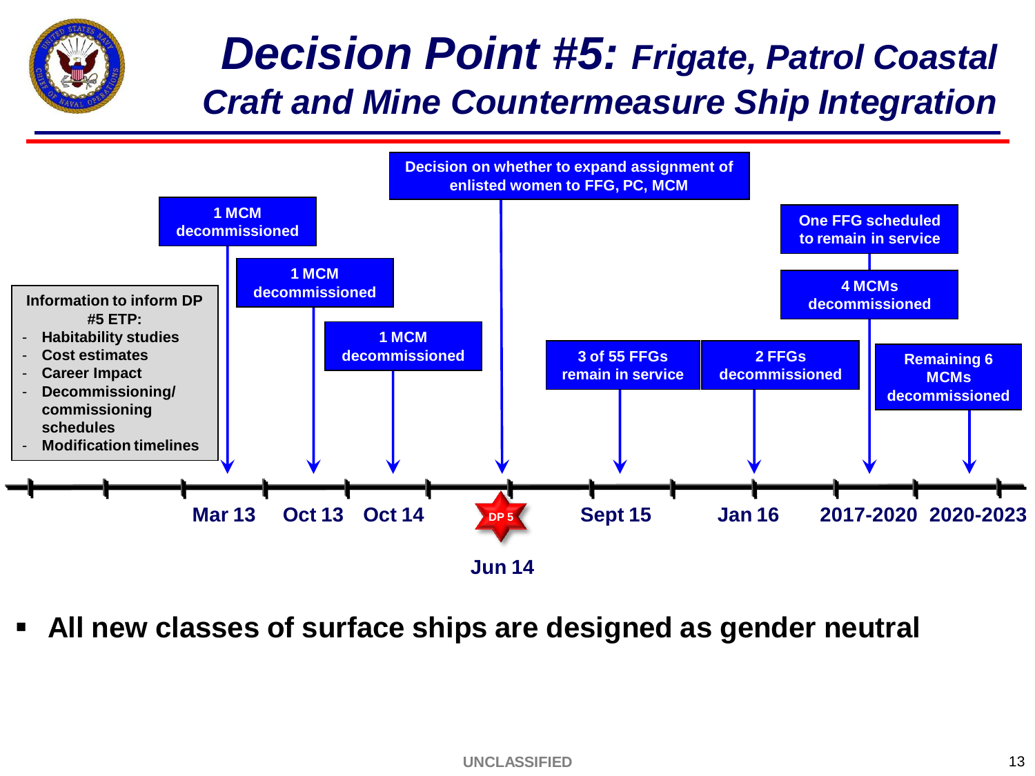# *Decision Point #5: Frigate, Patrol Coastal Craft and Mine Countermeasure Ship Integration*

Information to inform DP #5 ETP:

- Habitability studies
- Cost estimates
- Career Impact
- Decommissioning/ commissioning schedules
- Modification timelines

1 MCM decommissioned

Mar 13

1 MCM decommissioned

Oct 13

1 MCM decommissioned

Oct 14

Decision on whether to expand assignment of enlisted women to FFG, PC, MCM

DP 5

Jun 14

3 of 55 FFGs remain in service

Sept 15

2 FFGs decommissioned

Jan 16

One FFG scheduled to remain in service

4 MCMs decommissioned

2017-2020

Remaining 6 MCMs decommissioned

2020-2023

- **All new classes of surface ships are designed as gender neutral**

UNCLASSIFIED